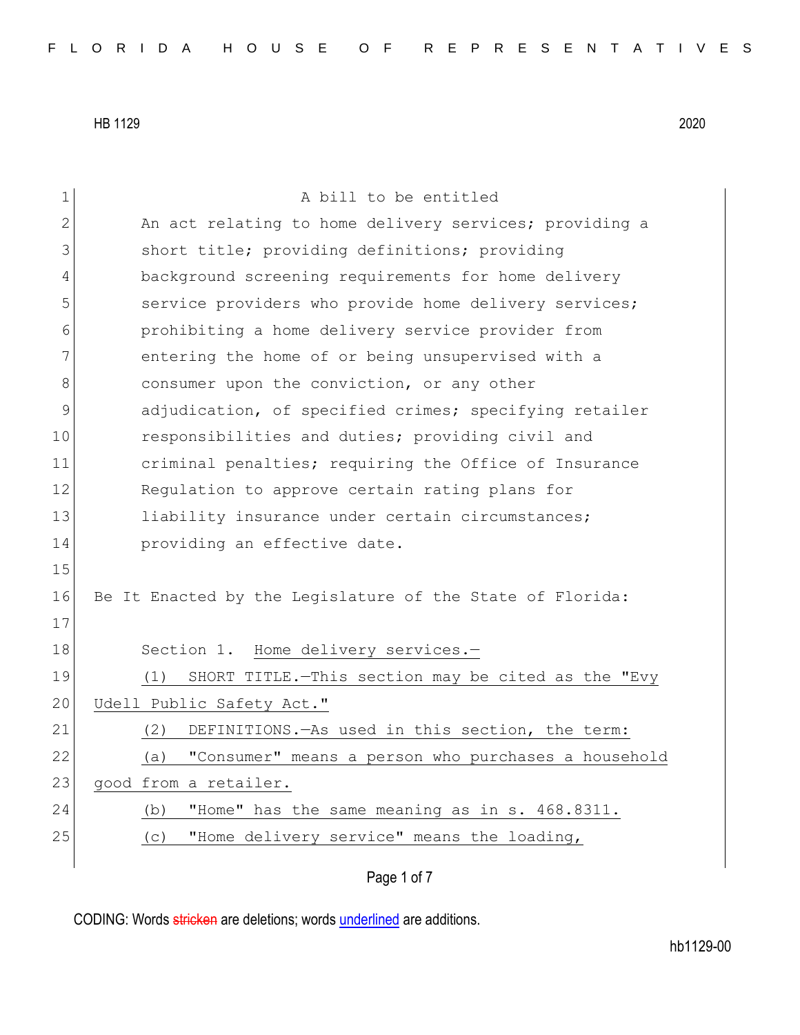HB 1129 2020

A bill to be entitled

An act relating to home delivery services; providing a short title; providing definitions; providing background screening requirements for home delivery service providers who provide home delivery services; prohibiting a home delivery service provider from entering the home of or being unsupervised with a consumer upon the conviction, or any other adjudication, of specified crimes; specifying retailer responsibilities and duties; providing civil and criminal penalties; requiring the Office of Insurance Regulation to approve certain rating plans for liability insurance under certain circumstances; providing an effective date.

Be It Enacted by the Legislature of the State of Florida:

Section 1. Home delivery services.—

(1) SHORT TITLE.—This section may be cited as the "Evy Udell Public Safety Act."

(2) DEFINITIONS.—As used in this section, the term:

(a) "Consumer" means a person who purchases a household good from a retailer.

(b) "Home" has the same meaning as in s. 468.8311.

(c) "Home delivery service" means the loading,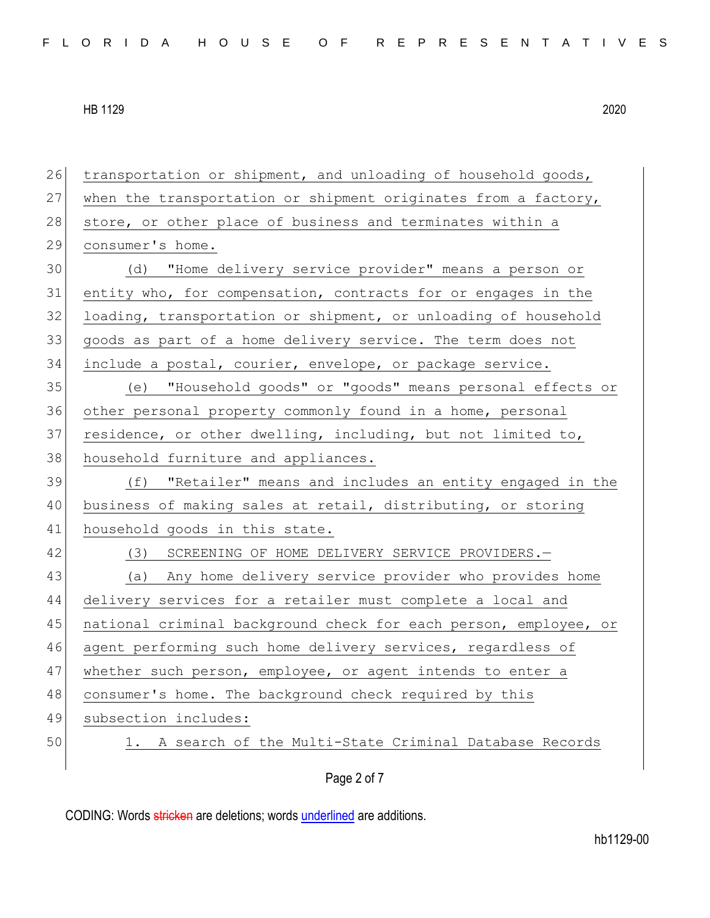transportation or shipment, and unloading of household goods, when the transportation or shipment originates from a factory, store, or other place of business and terminates within a consumer's home.

(d) "Home delivery service provider" means a person or entity who, for compensation, contracts for or engages in the loading, transportation or shipment, or unloading of household goods as part of a home delivery service. The term does not include a postal, courier, envelope, or package service.

(e) "Household goods" or "goods" means personal effects or other personal property commonly found in a home, personal residence, or other dwelling, including, but not limited to, household furniture and appliances.

(f) "Retailer" means and includes an entity engaged in the business of making sales at retail, distributing, or storing household goods in this state.

(3) SCREENING OF HOME DELIVERY SERVICE PROVIDERS.—

(a) Any home delivery service provider who provides home delivery services for a retailer must complete a local and national criminal background check for each person, employee, or agent performing such home delivery services, regardless of whether such person, employee, or agent intends to enter a consumer's home. The background check required by this subsection includes:

1. A search of the Multi-State Criminal Database Records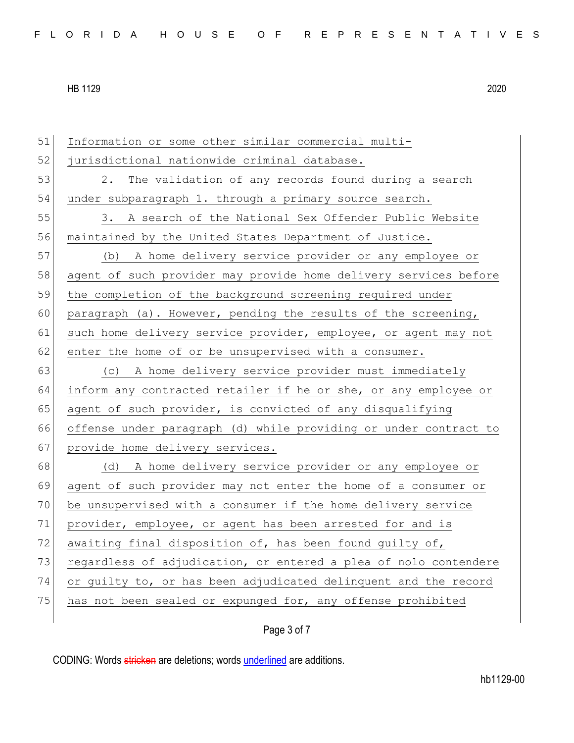Information or some other similar commercial multi-jurisdictional nationwide criminal database.

2. The validation of any records found during a search under subparagraph 1. through a primary source search.

3. A search of the National Sex Offender Public Website maintained by the United States Department of Justice.

(b) A home delivery service provider or any employee or agent of such provider may provide home delivery services before the completion of the background screening required under paragraph (a). However, pending the results of the screening, such home delivery service provider, employee, or agent may not enter the home of or be unsupervised with a consumer.

(c) A home delivery service provider must immediately inform any contracted retailer if he or she, or any employee or agent of such provider, is convicted of any disqualifying offense under paragraph (d) while providing or under contract to provide home delivery services.

(d) A home delivery service provider or any employee or agent of such provider may not enter the home of a consumer or be unsupervised with a consumer if the home delivery service provider, employee, or agent has been arrested for and is awaiting final disposition of, has been found guilty of, regardless of adjudication, or entered a plea of nolo contendere or guilty to, or has been adjudicated delinquent and the record has not been sealed or expunged for, any offense prohibited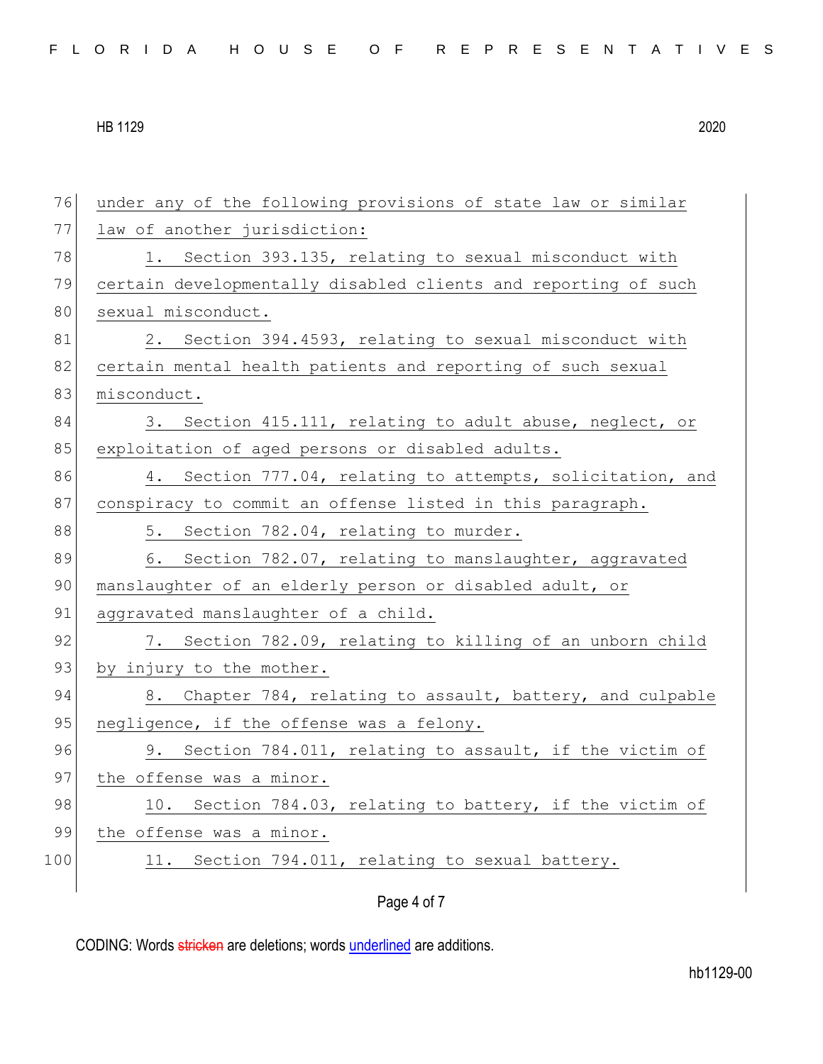under any of the following provisions of state law or similar law of another jurisdiction:

1. Section 393.135, relating to sexual misconduct with certain developmentally disabled clients and reporting of such sexual misconduct.

2. Section 394.4593, relating to sexual misconduct with certain mental health patients and reporting of such sexual misconduct.

3. Section 415.111, relating to adult abuse, neglect, or exploitation of aged persons or disabled adults.

4. Section 777.04, relating to attempts, solicitation, and conspiracy to commit an offense listed in this paragraph.

5. Section 782.04, relating to murder.

6. Section 782.07, relating to manslaughter, aggravated manslaughter of an elderly person or disabled adult, or aggravated manslaughter of a child.

7. Section 782.09, relating to killing of an unborn child by injury to the mother.

8. Chapter 784, relating to assault, battery, and culpable negligence, if the offense was a felony.

9. Section 784.011, relating to assault, if the victim of the offense was a minor.

10. Section 784.03, relating to battery, if the victim of the offense was a minor.

11. Section 794.011, relating to sexual battery.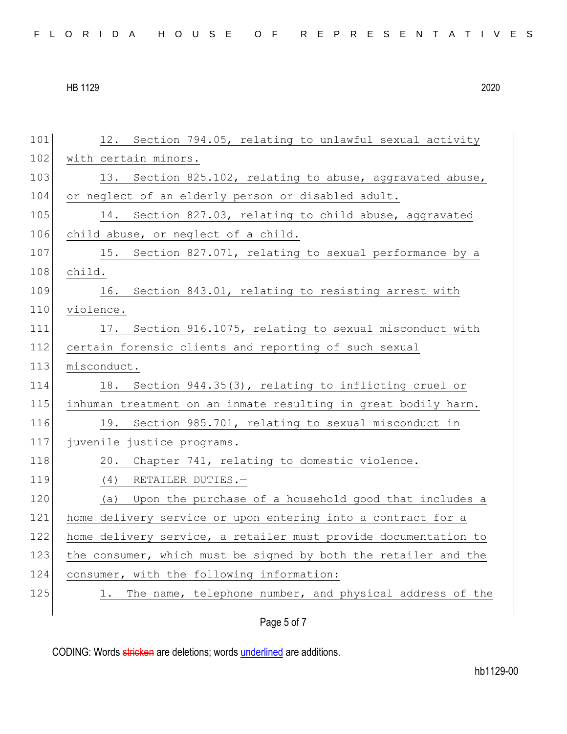12. Section 794.05, relating to unlawful sexual activity with certain minors.

13. Section 825.102, relating to abuse, aggravated abuse, or neglect of an elderly person or disabled adult.

14. Section 827.03, relating to child abuse, aggravated child abuse, or neglect of a child.

15. Section 827.071, relating to sexual performance by a child.

16. Section 843.01, relating to resisting arrest with violence.

17. Section 916.1075, relating to sexual misconduct with certain forensic clients and reporting of such sexual misconduct.

18. Section 944.35(3), relating to inflicting cruel or inhuman treatment on an inmate resulting in great bodily harm.

19. Section 985.701, relating to sexual misconduct in juvenile justice programs.

20. Chapter 741, relating to domestic violence.

(4) RETAILER DUTIES.—

(a) Upon the purchase of a household good that includes a home delivery service or upon entering into a contract for a home delivery service, a retailer must provide documentation to the consumer, which must be signed by both the retailer and the consumer, with the following information:

1. The name, telephone number, and physical address of the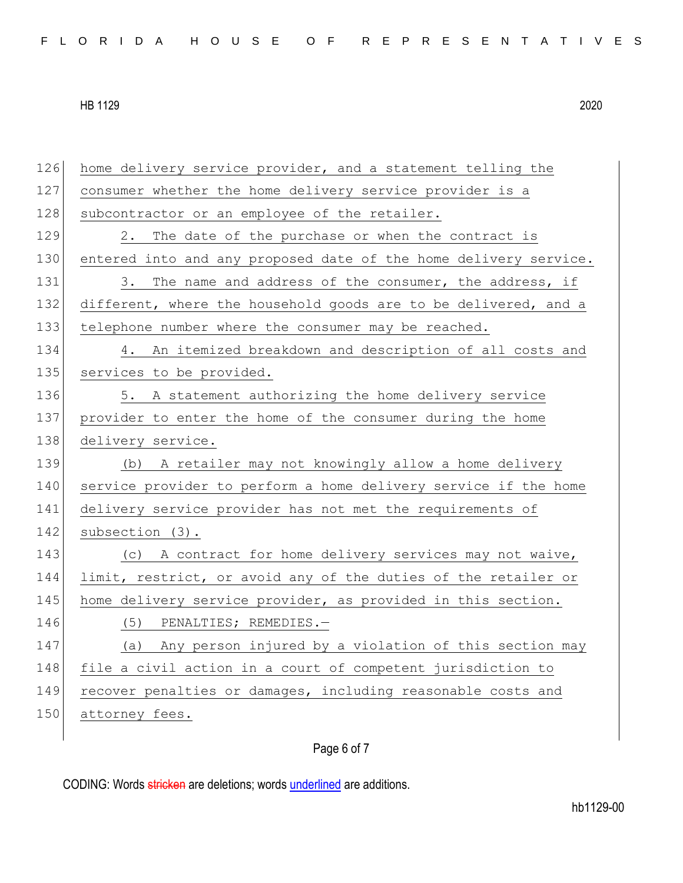home delivery service provider, and a statement telling the consumer whether the home delivery service provider is a subcontractor or an employee of the retailer.

2. The date of the purchase or when the contract is entered into and any proposed date of the home delivery service.

3. The name and address of the consumer, the address, if different, where the household goods are to be delivered, and a telephone number where the consumer may be reached.

4. An itemized breakdown and description of all costs and services to be provided.

5. A statement authorizing the home delivery service provider to enter the home of the consumer during the home delivery service.

(b) A retailer may not knowingly allow a home delivery service provider to perform a home delivery service if the home delivery service provider has not met the requirements of subsection (3).

(c) A contract for home delivery services may not waive, limit, restrict, or avoid any of the duties of the retailer or home delivery service provider, as provided in this section.

(5) PENALTIES; REMEDIES.—

(a) Any person injured by a violation of this section may file a civil action in a court of competent jurisdiction to recover penalties or damages, including reasonable costs and attorney fees.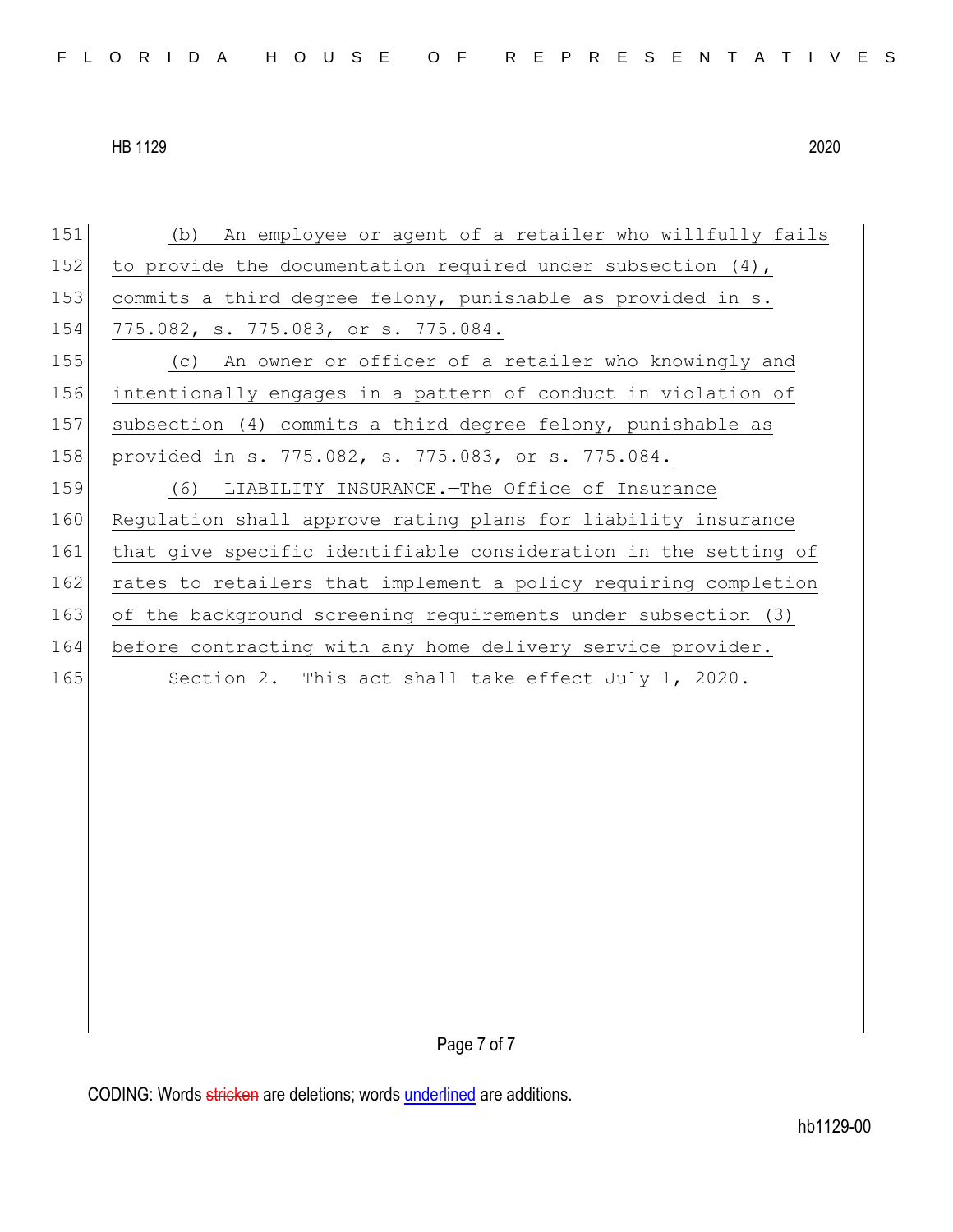151 (b) An employee or agent of a retailer who willfully fails
152 to provide the documentation required under subsection (4),
153 commits a third degree felony, punishable as provided in s.
154 775.082, s. 775.083, or s. 775.084.
155 (c) An owner or officer of a retailer who knowingly and
156 intentionally engages in a pattern of conduct in violation of
157 subsection (4) commits a third degree felony, punishable as
158 provided in s. 775.082, s. 775.083, or s. 775.084.
159 (6) LIABILITY INSURANCE.—The Office of Insurance
160 Regulation shall approve rating plans for liability insurance
161 that give specific identifiable consideration in the setting of
162 rates to retailers that implement a policy requiring completion
163 of the background screening requirements under subsection (3)
164 before contracting with any home delivery service provider.
165 Section 2. This act shall take effect July 1, 2020.

CODING: Words ~~stricken~~ are deletions; words underlined are additions.